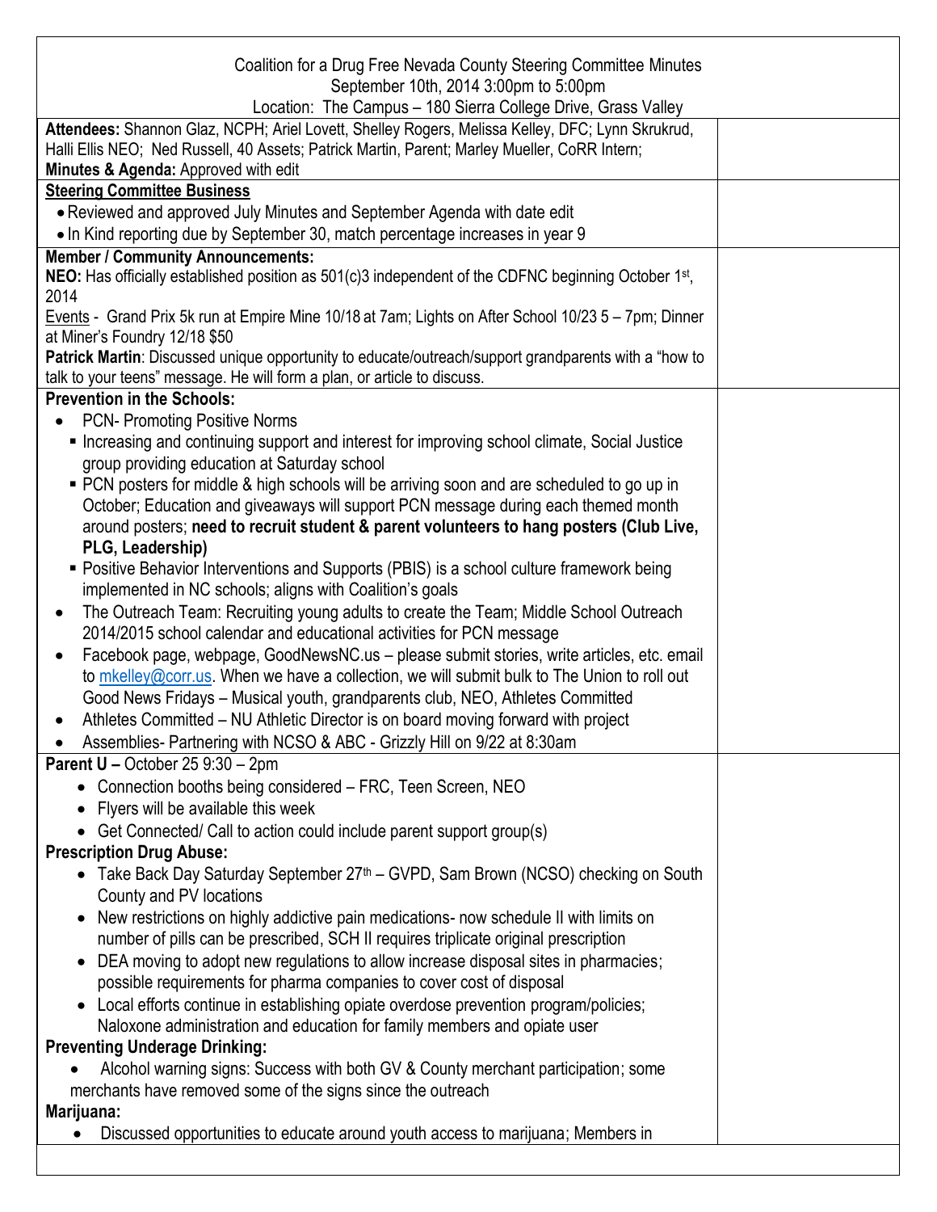Coalition for a Drug Free Nevada County Steering Committee Minutes
September 10th, 2014 3:00pm to 5:00pm
Location: The Campus – 180 Sierra College Drive, Grass Valley

**Attendees:** Shannon Glaz, NCPH; Ariel Lovett, Shelley Rogers, Melissa Kelley, DFC; Lynn Skrukrud, Halli Ellis NEO; Ned Russell, 40 Assets; Patrick Martin, Parent; Marley Mueller, CoRR Intern;
**Minutes & Agenda:** Approved with edit

**Steering Committee Business**

- Reviewed and approved July Minutes and September Agenda with date edit
- In Kind reporting due by September 30, match percentage increases in year 9

**Member / Community Announcements:**
**NEO:** Has officially established position as 501(c)3 independent of the CDFNC beginning October 1st, 2014
Events - Grand Prix 5k run at Empire Mine 10/18 at 7am; Lights on After School 10/23 5 – 7pm; Dinner at Miner's Foundry 12/18 $50
**Patrick Martin**: Discussed unique opportunity to educate/outreach/support grandparents with a "how to talk to your teens" message. He will form a plan, or article to discuss.

**Prevention in the Schools:**

- PCN- Promoting Positive Norms
  - Increasing and continuing support and interest for improving school climate, Social Justice group providing education at Saturday school
  - PCN posters for middle & high schools will be arriving soon and are scheduled to go up in October; Education and giveaways will support PCN message during each themed month around posters; **need to recruit student & parent volunteers to hang posters (Club Live, PLG, Leadership)**
  - Positive Behavior Interventions and Supports (PBIS) is a school culture framework being implemented in NC schools; aligns with Coalition's goals
- The Outreach Team: Recruiting young adults to create the Team; Middle School Outreach 2014/2015 school calendar and educational activities for PCN message
- Facebook page, webpage, GoodNewsNC.us – please submit stories, write articles, etc. email to mkelley@corr.us. When we have a collection, we will submit bulk to The Union to roll out Good News Fridays – Musical youth, grandparents club, NEO, Athletes Committed
- Athletes Committed – NU Athletic Director is on board moving forward with project
- Assemblies- Partnering with NCSO & ABC - Grizzly Hill on 9/22 at 8:30am

**Parent U –** October 25 9:30 – 2pm

- Connection booths being considered – FRC, Teen Screen, NEO
- Flyers will be available this week
- Get Connected/ Call to action could include parent support group(s)

**Prescription Drug Abuse:**

- Take Back Day Saturday September 27th – GVPD, Sam Brown (NCSO) checking on South County and PV locations
- New restrictions on highly addictive pain medications- now schedule II with limits on number of pills can be prescribed, SCH II requires triplicate original prescription
- DEA moving to adopt new regulations to allow increase disposal sites in pharmacies; possible requirements for pharma companies to cover cost of disposal
- Local efforts continue in establishing opiate overdose prevention program/policies; Naloxone administration and education for family members and opiate user

**Preventing Underage Drinking:**

- Alcohol warning signs: Success with both GV & County merchant participation; some merchants have removed some of the signs since the outreach

**Marijuana:**

- Discussed opportunities to educate around youth access to marijuana; Members in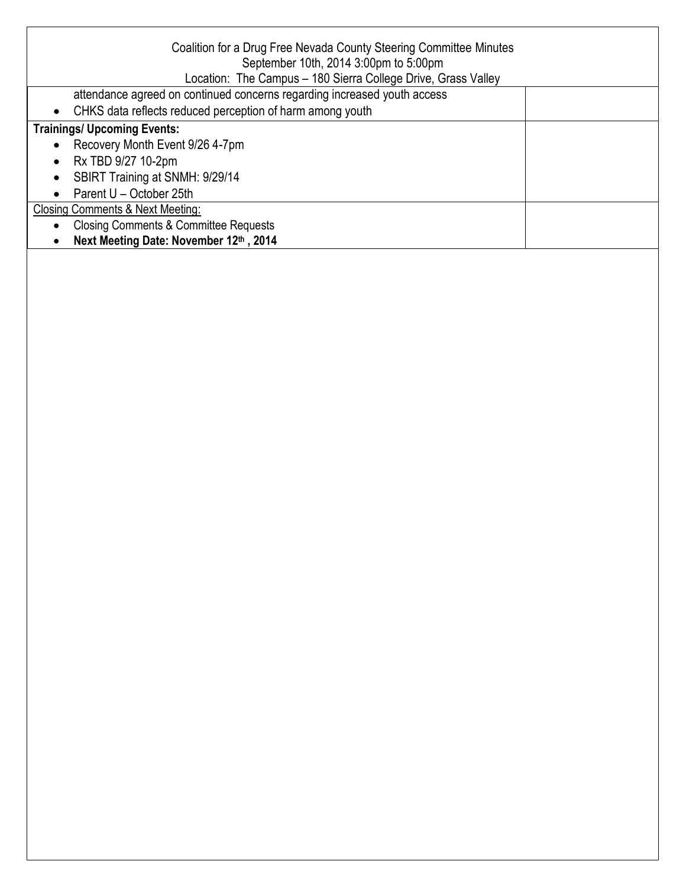Coalition for a Drug Free Nevada County Steering Committee Minutes
September 10th, 2014 3:00pm to 5:00pm
Location: The Campus – 180 Sierra College Drive, Grass Valley

| | |
|---|---|
| attendance agreed on continued concerns regarding increased youth access<br>• CHKS data reflects reduced perception of harm among youth | |
| **Trainings/ Upcoming Events:**<br>• Recovery Month Event 9/26 4-7pm<br>• Rx TBD 9/27 10-2pm<br>• SBIRT Training at SNMH: 9/29/14<br>• Parent U – October 25th | |
| Closing Comments & Next Meeting:<br>• Closing Comments & Committee Requests<br>• **Next Meeting Date: November 12th , 2014** | |